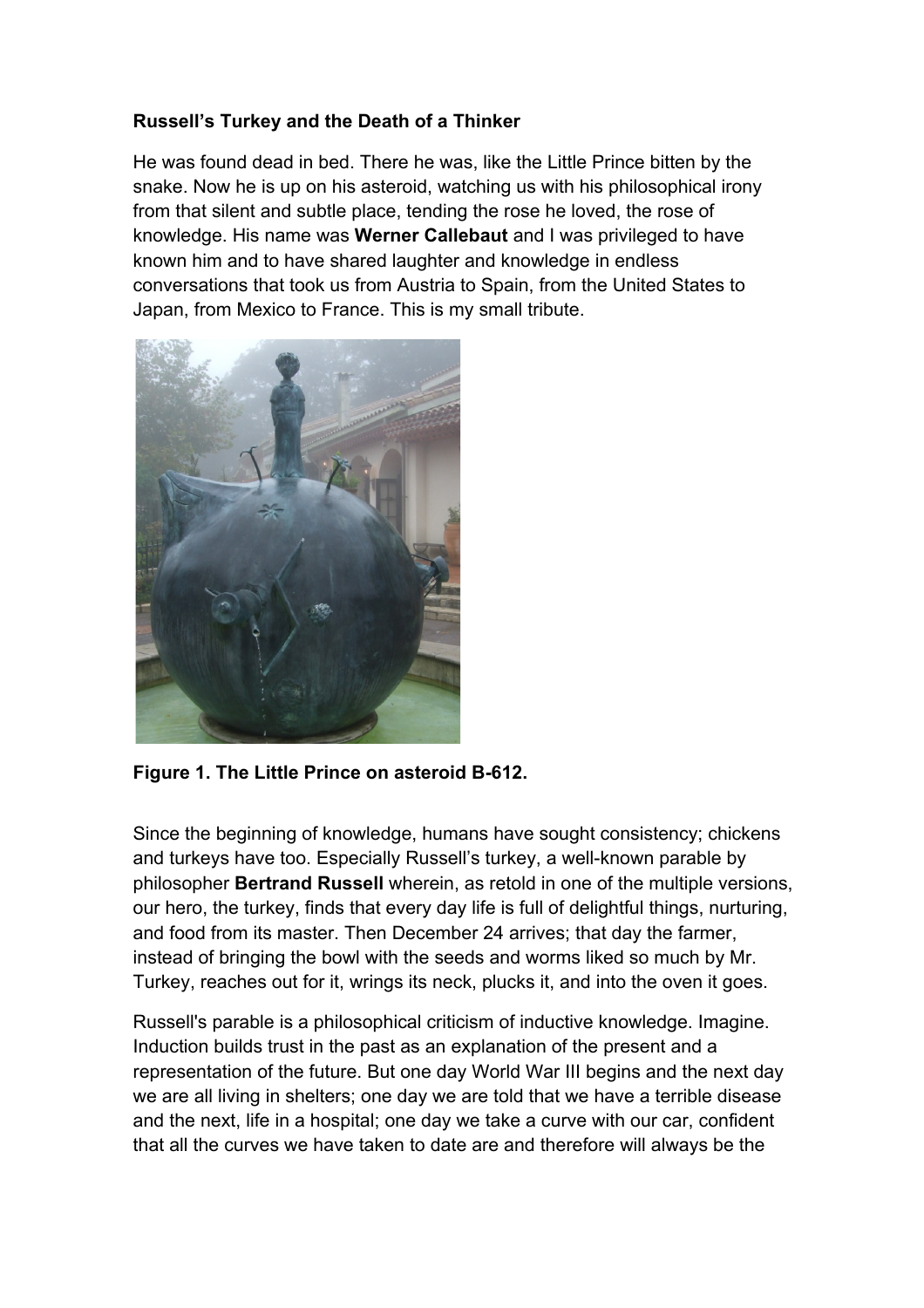**Russell's Turkey and the Death of a Thinker**

He was found dead in bed. There he was, like the Little Prince bitten by the snake. Now he is up on his asteroid, watching us with his philosophical irony from that silent and subtle place, tending the rose he loved, the rose of knowledge. His name was **Werner Callebaut** and I was privileged to have known him and to have shared laughter and knowledge in endless conversations that took us from Austria to Spain, from the United States to Japan, from Mexico to France. This is my small tribute.

**Figure 1. The Little Prince on asteroid B-612.**

Since the beginning of knowledge, humans have sought consistency; chickens and turkeys have too. Especially Russell's turkey, a well-known parable by philosopher **Bertrand Russell** wherein, as retold in one of the multiple versions, our hero, the turkey, finds that every day life is full of delightful things, nurturing, and food from its master. Then December 24 arrives; that day the farmer, instead of bringing the bowl with the seeds and worms liked so much by Mr. Turkey, reaches out for it, wrings its neck, plucks it, and into the oven it goes.

Russell's parable is a philosophical criticism of inductive knowledge. Imagine. Induction builds trust in the past as an explanation of the present and a representation of the future. But one day World War III begins and the next day we are all living in shelters; one day we are told that we have a terrible disease and the next, life in a hospital; one day we take a curve with our car, confident that all the curves we have taken to date are and therefore will always be the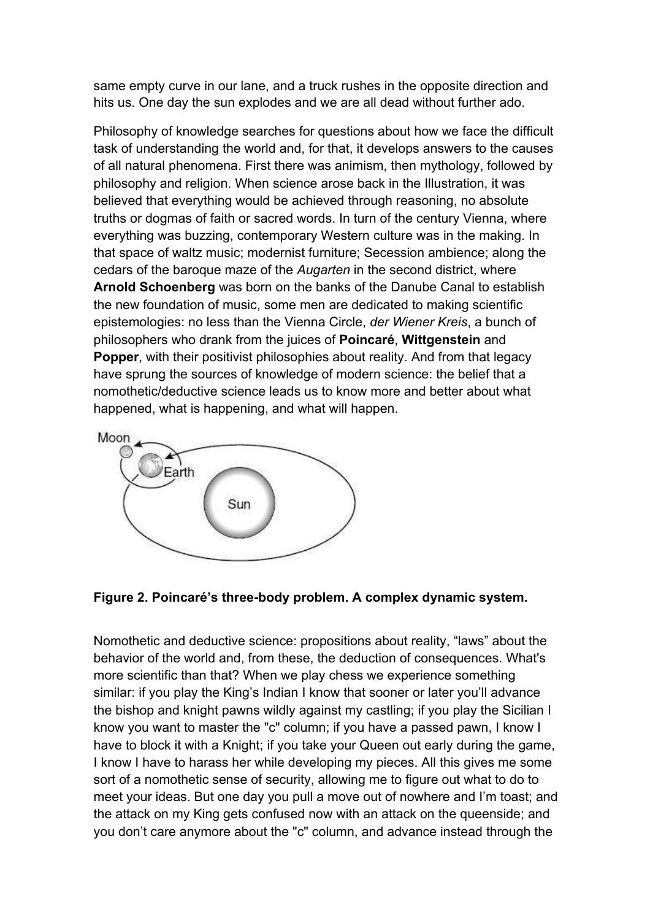same empty curve in our lane, and a truck rushes in the opposite direction and hits us. One day the sun explodes and we are all dead without further ado.

Philosophy of knowledge searches for questions about how we face the difficult task of understanding the world and, for that, it develops answers to the causes of all natural phenomena. First there was animism, then mythology, followed by philosophy and religion. When science arose back in the Illustration, it was believed that everything would be achieved through reasoning, no absolute truths or dogmas of faith or sacred words. In turn of the century Vienna, where everything was buzzing, contemporary Western culture was in the making. In that space of waltz music; modernist furniture; Secession ambience; along the cedars of the baroque maze of the *Augarten* in the second district, where **Arnold Schoenberg** was born on the banks of the Danube Canal to establish the new foundation of music, some men are dedicated to making scientific epistemologies: no less than the Vienna Circle, *der Wiener Kreis*, a bunch of philosophers who drank from the juices of **Poincaré**, **Wittgenstein** and **Popper**, with their positivist philosophies about reality. And from that legacy have sprung the sources of knowledge of modern science: the belief that a nomothetic/deductive science leads us to know more and better about what happened, what is happening, and what will happen.

**Figure 2. Poincaré's three-body problem. A complex dynamic system.**

Nomothetic and deductive science: propositions about reality, "laws" about the behavior of the world and, from these, the deduction of consequences. What's more scientific than that? When we play chess we experience something similar: if you play the King's Indian I know that sooner or later you'll advance the bishop and knight pawns wildly against my castling; if you play the Sicilian I know you want to master the "c" column; if you have a passed pawn, I know I have to block it with a Knight; if you take your Queen out early during the game, I know I have to harass her while developing my pieces. All this gives me some sort of a nomothetic sense of security, allowing me to figure out what to do to meet your ideas. But one day you pull a move out of nowhere and I'm toast; and the attack on my King gets confused now with an attack on the queenside; and you don't care anymore about the "c" column, and advance instead through the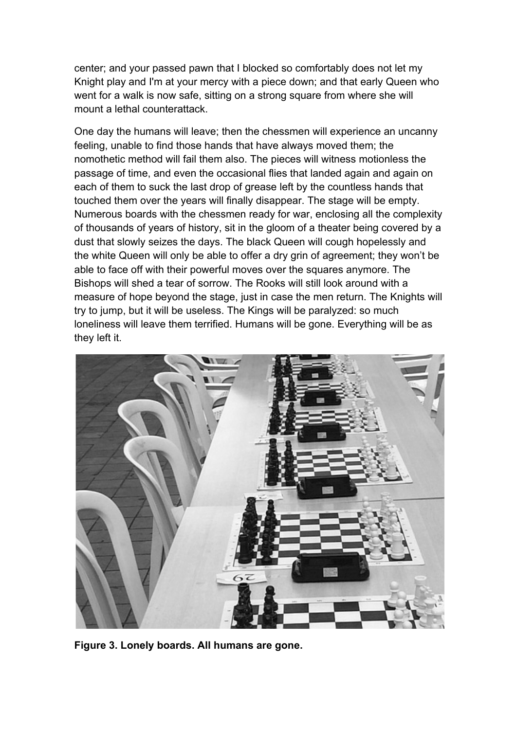center; and your passed pawn that I blocked so comfortably does not let my Knight play and I'm at your mercy with a piece down; and that early Queen who went for a walk is now safe, sitting on a strong square from where she will mount a lethal counterattack.

One day the humans will leave; then the chessmen will experience an uncanny feeling, unable to find those hands that have always moved them; the nomothetic method will fail them also. The pieces will witness motionless the passage of time, and even the occasional flies that landed again and again on each of them to suck the last drop of grease left by the countless hands that touched them over the years will finally disappear. The stage will be empty. Numerous boards with the chessmen ready for war, enclosing all the complexity of thousands of years of history, sit in the gloom of a theater being covered by a dust that slowly seizes the days. The black Queen will cough hopelessly and the white Queen will only be able to offer a dry grin of agreement; they won't be able to face off with their powerful moves over the squares anymore. The Bishops will shed a tear of sorrow. The Rooks will still look around with a measure of hope beyond the stage, just in case the men return. The Knights will try to jump, but it will be useless. The Kings will be paralyzed: so much loneliness will leave them terrified. Humans will be gone. Everything will be as they left it.

**Figure 3. Lonely boards. All humans are gone.**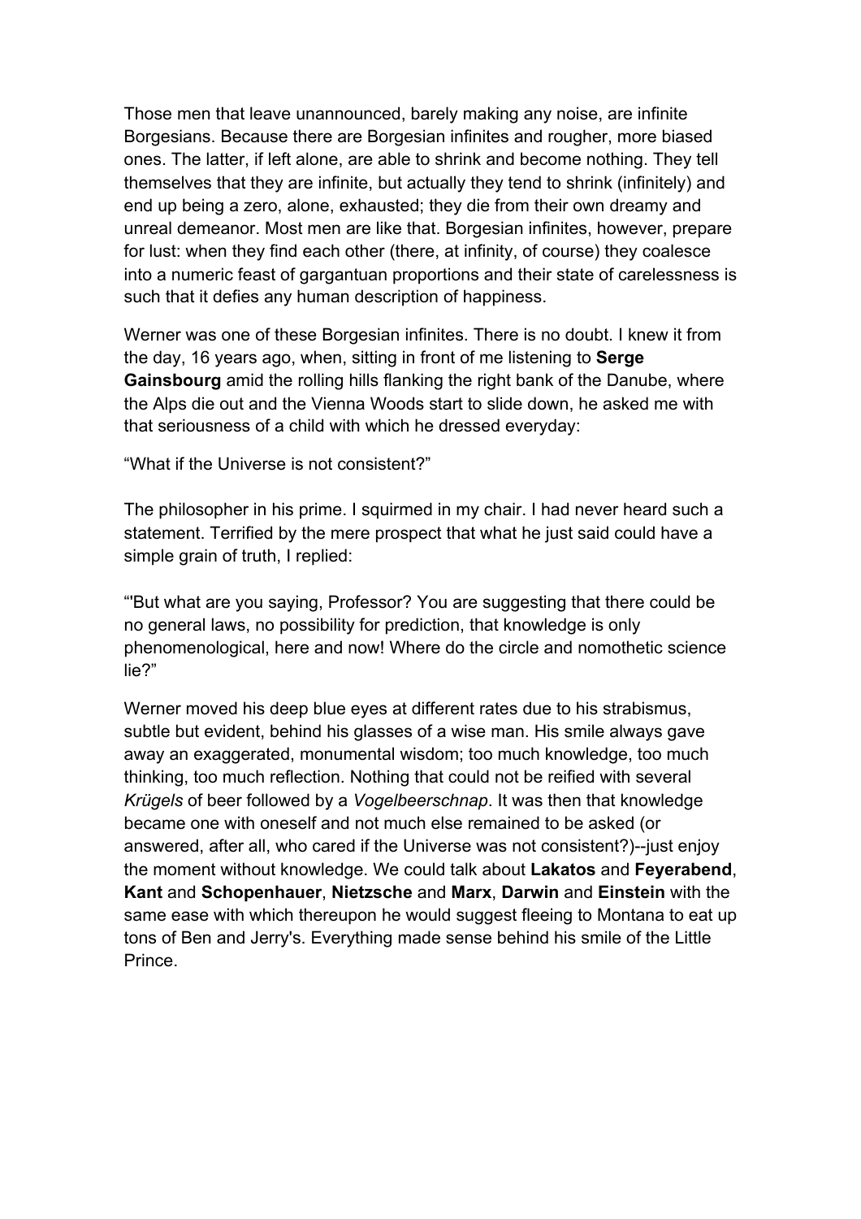Those men that leave unannounced, barely making any noise, are infinite Borgesians. Because there are Borgesian infinites and rougher, more biased ones. The latter, if left alone, are able to shrink and become nothing. They tell themselves that they are infinite, but actually they tend to shrink (infinitely) and end up being a zero, alone, exhausted; they die from their own dreamy and unreal demeanor. Most men are like that. Borgesian infinites, however, prepare for lust: when they find each other (there, at infinity, of course) they coalesce into a numeric feast of gargantuan proportions and their state of carelessness is such that it defies any human description of happiness.

Werner was one of these Borgesian infinites. There is no doubt. I knew it from the day, 16 years ago, when, sitting in front of me listening to **Serge Gainsbourg** amid the rolling hills flanking the right bank of the Danube, where the Alps die out and the Vienna Woods start to slide down, he asked me with that seriousness of a child with which he dressed everyday:

“What if the Universe is not consistent?”

The philosopher in his prime. I squirmed in my chair. I had never heard such a statement. Terrified by the mere prospect that what he just said could have a simple grain of truth, I replied:

“'But what are you saying, Professor? You are suggesting that there could be no general laws, no possibility for prediction, that knowledge is only phenomenological, here and now! Where do the circle and nomothetic science lie?”

Werner moved his deep blue eyes at different rates due to his strabismus, subtle but evident, behind his glasses of a wise man. His smile always gave away an exaggerated, monumental wisdom; too much knowledge, too much thinking, too much reflection. Nothing that could not be reified with several *Krügels* of beer followed by a *Vogelbeerschnap*. It was then that knowledge became one with oneself and not much else remained to be asked (or answered, after all, who cared if the Universe was not consistent?)--just enjoy the moment without knowledge. We could talk about **Lakatos** and **Feyerabend**, **Kant** and **Schopenhauer**, **Nietzsche** and **Marx**, **Darwin** and **Einstein** with the same ease with which thereupon he would suggest fleeing to Montana to eat up tons of Ben and Jerry's. Everything made sense behind his smile of the Little Prince.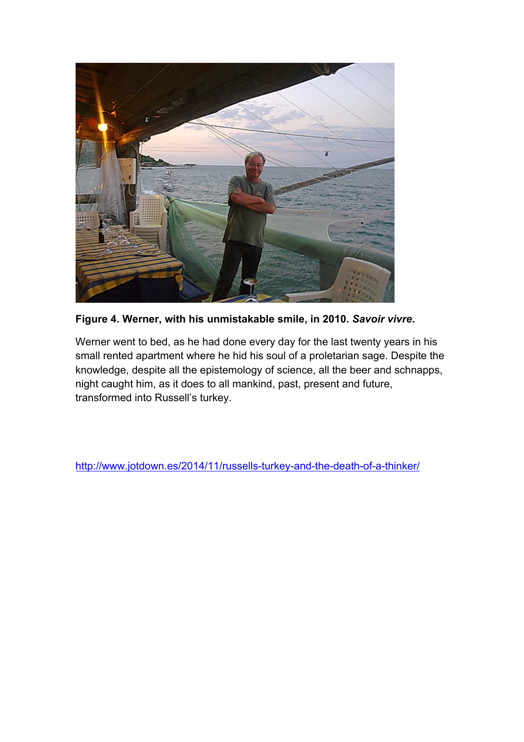**Figure 4. Werner, with his unmistakable smile, in 2010. *Savoir vivre*.**

Werner went to bed, as he had done every day for the last twenty years in his small rented apartment where he hid his soul of a proletarian sage. Despite the knowledge, despite all the epistemology of science, all the beer and schnapps, night caught him, as it does to all mankind, past, present and future, transformed into Russell's turkey.

http://www.jotdown.es/2014/11/russells-turkey-and-the-death-of-a-thinker/